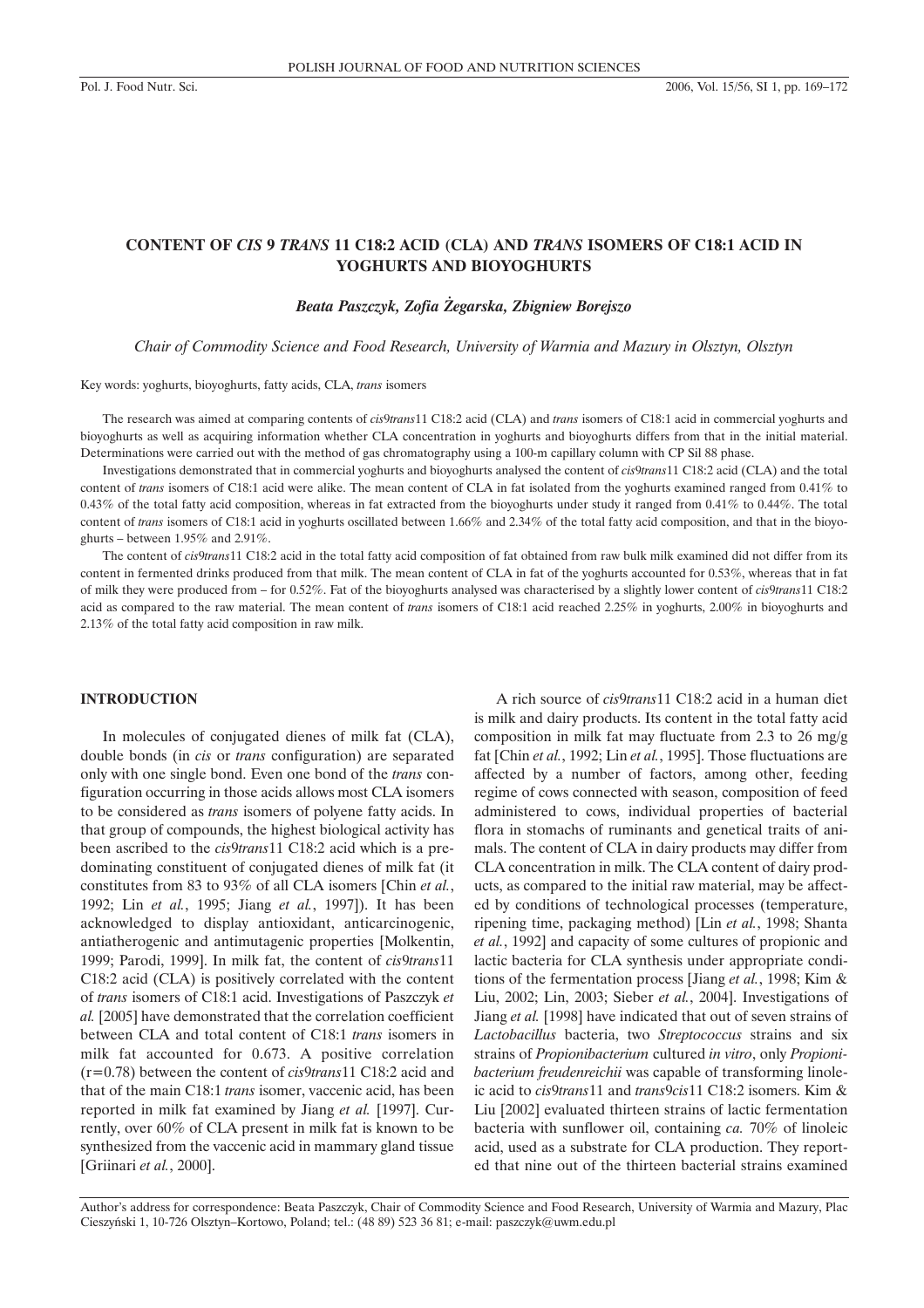# CONTENT OF *CIS* 9 *TRANS* 11 C18:2 ACID (CLA) AND *TRANS* ISOMERS OF C18:1 ACID IN YOGHURTS AND BIOYOGHURTS

***Beata Paszczyk, Zofia Żegarska, Zbigniew Borejszo***

*Chair of Commodity Science and Food Research, University of Warmia and Mazury in Olsztyn, Olsztyn*

Key words: yoghurts, bioyoghurts, fatty acids, CLA, *trans* isomers

The research was aimed at comparing contents of *cis*9*trans*11 C18:2 acid (CLA) and *trans* isomers of C18:1 acid in commercial yoghurts and bioyoghurts as well as acquiring information whether CLA concentration in yoghurts and bioyoghurts differs from that in the initial material. Determinations were carried out with the method of gas chromatography using a 100-m capillary column with CP Sil 88 phase.

Investigations demonstrated that in commercial yoghurts and bioyoghurts analysed the content of *cis*9*trans*11 C18:2 acid (CLA) and the total content of *trans* isomers of C18:1 acid were alike. The mean content of CLA in fat isolated from the yoghurts examined ranged from 0.41% to 0.43% of the total fatty acid composition, whereas in fat extracted from the bioyoghurts under study it ranged from 0.41% to 0.44%. The total content of *trans* isomers of C18:1 acid in yoghurts oscillated between 1.66% and 2.34% of the total fatty acid composition, and that in the bioyoghurts – between 1.95% and 2.91%.

The content of *cis*9*trans*11 C18:2 acid in the total fatty acid composition of fat obtained from raw bulk milk examined did not differ from its content in fermented drinks produced from that milk. The mean content of CLA in fat of the yoghurts accounted for 0.53%, whereas that in fat of milk they were produced from – for 0.52%. Fat of the bioyoghurts analysed was characterised by a slightly lower content of *cis*9*trans*11 C18:2 acid as compared to the raw material. The mean content of *trans* isomers of C18:1 acid reached 2.25% in yoghurts, 2.00% in bioyoghurts and 2.13% of the total fatty acid composition in raw milk.

## INTRODUCTION

In molecules of conjugated dienes of milk fat (CLA), double bonds (in *cis* or *trans* configuration) are separated only with one single bond. Even one bond of the *trans* configuration occurring in those acids allows most CLA isomers to be considered as *trans* isomers of polyene fatty acids. In that group of compounds, the highest biological activity has been ascribed to the *cis*9*trans*11 C18:2 acid which is a predominating constituent of conjugated dienes of milk fat (it constitutes from 83 to 93% of all CLA isomers [Chin *et al.*, 1992; Lin *et al.*, 1995; Jiang *et al.*, 1997]). It has been acknowledged to display antioxidant, anticarcinogenic, antiatherogenic and antimutagenic properties [Molkentin, 1999; Parodi, 1999]. In milk fat, the content of *cis*9*trans*11 C18:2 acid (CLA) is positively correlated with the content of *trans* isomers of C18:1 acid. Investigations of Paszczyk *et al.* [2005] have demonstrated that the correlation coefficient between CLA and total content of C18:1 *trans* isomers in milk fat accounted for 0.673. A positive correlation (r=0.78) between the content of *cis*9*trans*11 C18:2 acid and that of the main C18:1 *trans* isomer, vaccenic acid, has been reported in milk fat examined by Jiang *et al.* [1997]. Currently, over 60% of CLA present in milk fat is known to be synthesized from the vaccenic acid in mammary gland tissue [Griinari *et al.*, 2000].

A rich source of *cis*9*trans*11 C18:2 acid in a human diet is milk and dairy products. Its content in the total fatty acid composition in milk fat may fluctuate from 2.3 to 26 mg/g fat [Chin *et al.*, 1992; Lin *et al.*, 1995]. Those fluctuations are affected by a number of factors, among other, feeding regime of cows connected with season, composition of feed administered to cows, individual properties of bacterial flora in stomachs of ruminants and genetical traits of animals. The content of CLA in dairy products may differ from CLA concentration in milk. The CLA content of dairy products, as compared to the initial raw material, may be affected by conditions of technological processes (temperature, ripening time, packaging method) [Lin *et al.*, 1998; Shanta *et al.*, 1992] and capacity of some cultures of propionic and lactic bacteria for CLA synthesis under appropriate conditions of the fermentation process [Jiang *et al.*, 1998; Kim & Liu, 2002; Lin, 2003; Sieber *et al.*, 2004]. Investigations of Jiang *et al.* [1998] have indicated that out of seven strains of *Lactobacillus* bacteria, two *Streptococcus* strains and six strains of *Propionibacterium* cultured *in vitro*, only *Propionibacterium freudenreichii* was capable of transforming linoleic acid to *cis*9*trans*11 and *trans*9*cis*11 C18:2 isomers. Kim & Liu [2002] evaluated thirteen strains of lactic fermentation bacteria with sunflower oil, containing *ca.* 70% of linoleic acid, used as a substrate for CLA production. They reported that nine out of the thirteen bacterial strains examined

Author's address for correspondence: Beata Paszczyk, Chair of Commodity Science and Food Research, University of Warmia and Mazury, Plac Cieszyński 1, 10-726 Olsztyn–Kortowo, Poland; tel.: (48 89) 523 36 81; e-mail: paszczyk@uwm.edu.pl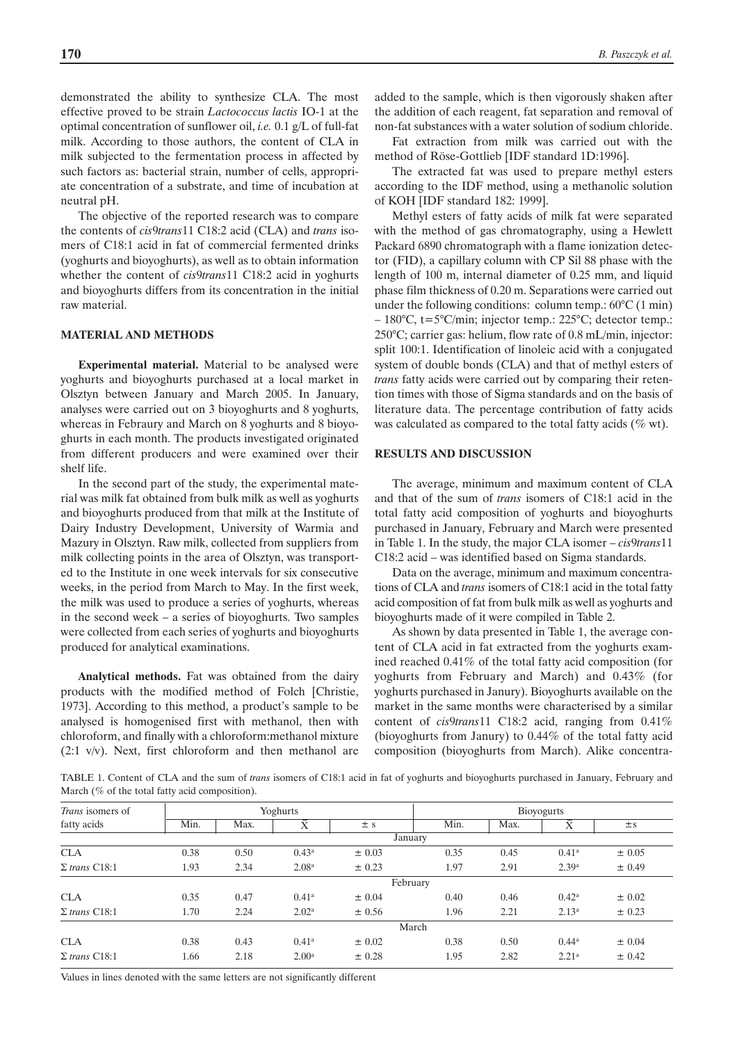demonstrated the ability to synthesize CLA. The most effective proved to be strain *Lactococcus lactis* IO-1 at the optimal concentration of sunflower oil, *i.e.* 0.1 g/L of full-fat milk. According to those authors, the content of CLA in milk subjected to the fermentation process in affected by such factors as: bacterial strain, number of cells, appropriate concentration of a substrate, and time of incubation at neutral pH.

The objective of the reported research was to compare the contents of *cis*9*trans*11 C18:2 acid (CLA) and *trans* isomers of C18:1 acid in fat of commercial fermented drinks (yoghurts and bioyoghurts), as well as to obtain information whether the content of *cis*9*trans*11 C18:2 acid in yoghurts and bioyoghurts differs from its concentration in the initial raw material.

## MATERIAL AND METHODS

**Experimental material.** Material to be analysed were yoghurts and bioyoghurts purchased at a local market in Olsztyn between January and March 2005. In January, analyses were carried out on 3 bioyoghurts and 8 yoghurts, whereas in Febraury and March on 8 yoghurts and 8 bioyoghurts in each month. The products investigated originated from different producers and were examined over their shelf life.

In the second part of the study, the experimental material was milk fat obtained from bulk milk as well as yoghurts and bioyoghurts produced from that milk at the Institute of Dairy Industry Development, University of Warmia and Mazury in Olsztyn. Raw milk, collected from suppliers from milk collecting points in the area of Olsztyn, was transported to the Institute in one week intervals for six consecutive weeks, in the period from March to May. In the first week, the milk was used to produce a series of yoghurts, whereas in the second week – a series of bioyoghurts. Two samples were collected from each series of yoghurts and bioyoghurts produced for analytical examinations.

**Analytical methods.** Fat was obtained from the dairy products with the modified method of Folch [Christie, 1973]. According to this method, a product's sample to be analysed is homogenised first with methanol, then with chloroform, and finally with a chloroform:methanol mixture (2:1 v/v). Next, first chloroform and then methanol are added to the sample, which is then vigorously shaken after the addition of each reagent, fat separation and removal of non-fat substances with a water solution of sodium chloride.

Fat extraction from milk was carried out with the method of Röse-Gottlieb [IDF standard 1D:1996].

The extracted fat was used to prepare methyl esters according to the IDF method, using a methanolic solution of KOH [IDF standard 182: 1999].

Methyl esters of fatty acids of milk fat were separated with the method of gas chromatography, using a Hewlett Packard 6890 chromatograph with a flame ionization detector (FID), a capillary column with CP Sil 88 phase with the length of 100 m, internal diameter of 0.25 mm, and liquid phase film thickness of 0.20 m. Separations were carried out under the following conditions: column temp.: 60°C (1 min) – 180°C, t=5°C/min; injector temp.: 225°C; detector temp.: 250°C; carrier gas: helium, flow rate of 0.8 mL/min, injector: split 100:1. Identification of linoleic acid with a conjugated system of double bonds (CLA) and that of methyl esters of *trans* fatty acids were carried out by comparing their retention times with those of Sigma standards and on the basis of literature data. The percentage contribution of fatty acids was calculated as compared to the total fatty acids (% wt).

## RESULTS AND DISCUSSION

The average, minimum and maximum content of CLA and that of the sum of *trans* isomers of C18:1 acid in the total fatty acid composition of yoghurts and bioyoghurts purchased in January, February and March were presented in Table 1. In the study, the major CLA isomer – *cis*9*trans*11 C18:2 acid – was identified based on Sigma standards.

Data on the average, minimum and maximum concentrations of CLA and *trans* isomers of C18:1 acid in the total fatty acid composition of fat from bulk milk as well as yoghurts and bioyoghurts made of it were compiled in Table 2.

As shown by data presented in Table 1, the average content of CLA acid in fat extracted from the yoghurts examined reached 0.41% of the total fatty acid composition (for yoghurts from February and March) and 0.43% (for yoghurts purchased in Janury). Bioyoghurts available on the market in the same months were characterised by a similar content of *cis*9*trans*11 C18:2 acid, ranging from 0.41% (bioyoghurts from Janury) to 0.44% of the total fatty acid composition (bioyoghurts from March). Alike concentra-

TABLE 1. Content of CLA and the sum of *trans* isomers of C18:1 acid in fat of yoghurts and bioyoghurts purchased in January, February and March (% of the total fatty acid composition).

| *Trans* isomers of fatty acids | Yoghurts | | | | Bioyogurts | | | |
|---|---|---|---|---|---|---|---|---|
| | Min. | Max. | $\bar{X}$ | ± s | Min. | Max. | $\bar{X}$ | ±s |
| | | | | January | | | | |
| CLA | 0.38 | 0.50 | 0.43[a] | ± 0.03 | 0.35 | 0.45 | 0.41[a] | ± 0.05 |
| Σ *trans* C18:1 | 1.93 | 2.34 | 2.08[a] | ± 0.23 | 1.97 | 2.91 | 2.39[a] | ± 0.49 |
| | | | | February | | | | |
| CLA | 0.35 | 0.47 | 0.41[a] | ± 0.04 | 0.40 | 0.46 | 0.42[a] | ± 0.02 |
| Σ *trans* C18:1 | 1.70 | 2.24 | 2.02[a] | ± 0.56 | 1.96 | 2.21 | 2.13[a] | ± 0.23 |
| | | | | March | | | | |
| CLA | 0.38 | 0.43 | 0.41[a] | ± 0.02 | 0.38 | 0.50 | 0.44[a] | ± 0.04 |
| Σ *trans* C18:1 | 1.66 | 2.18 | 2.00[a] | ± 0.28 | 1.95 | 2.82 | 2.21[a] | ± 0.42 |

Values in lines denoted with the same letters are not significantly different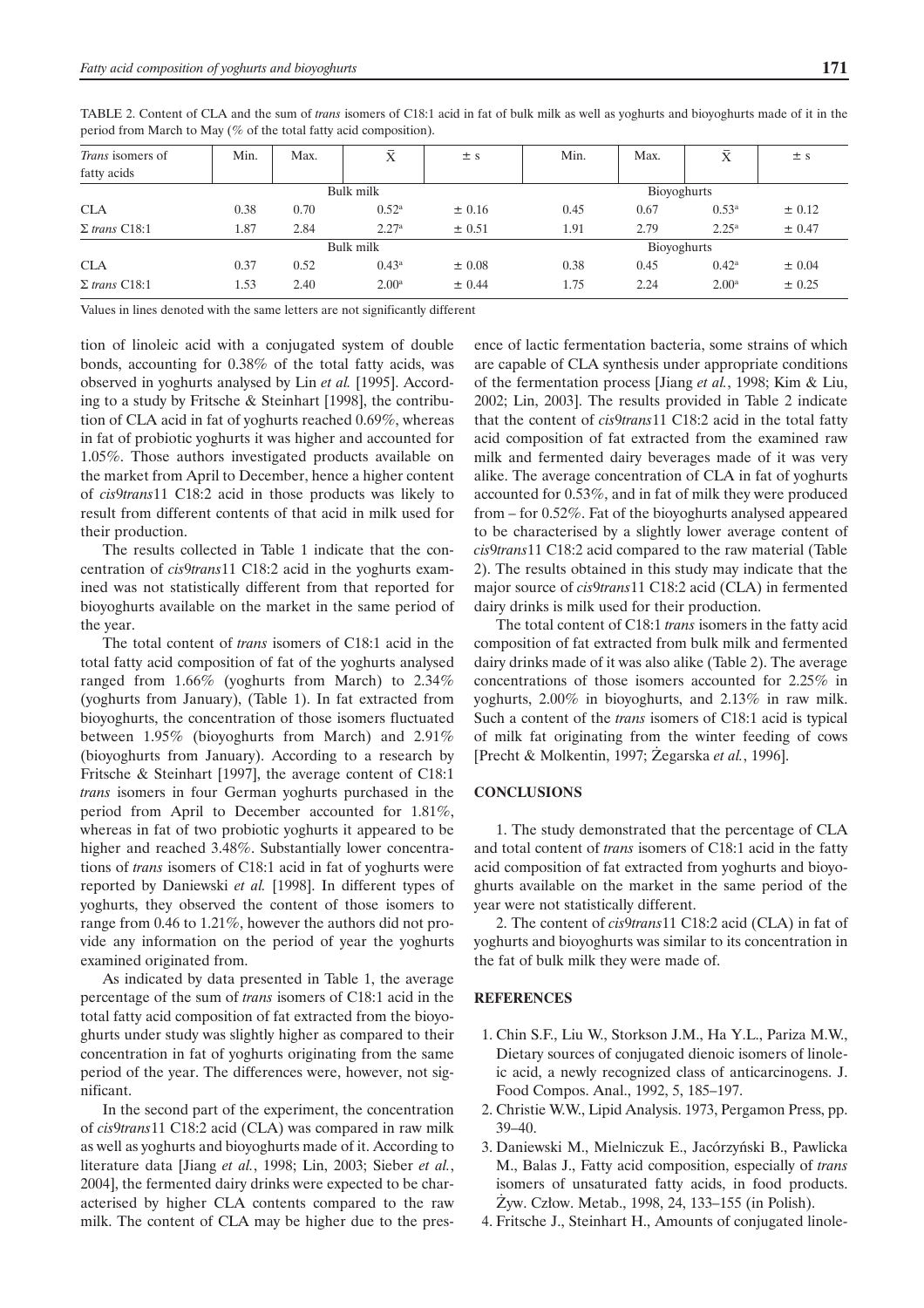TABLE 2. Content of CLA and the sum of *trans* isomers of C18:1 acid in fat of bulk milk as well as yoghurts and bioyoghurts made of it in the period from March to May (% of the total fatty acid composition).

| *Trans* isomers of fatty acids | Min. | Max. | $\bar{X}$ | ± s | Min. | Max. | $\bar{X}$ | ± s |
|---|---|---|---|---|---|---|---|---|
| | Bulk milk | | | | Bioyoghurts | | | |
| CLA | 0.38 | 0.70 | 0.52[a] | ± 0.16 | 0.45 | 0.67 | 0.53[a] | ± 0.12 |
| Σ *trans* C18:1 | 1.87 | 2.84 | 2.27[a] | ± 0.51 | 1.91 | 2.79 | 2.25[a] | ± 0.47 |
| | Bulk milk | | | | Bioyoghurts | | | |
| CLA | 0.37 | 0.52 | 0.43[a] | ± 0.08 | 0.38 | 0.45 | 0.42[a] | ± 0.04 |
| Σ *trans* C18:1 | 1.53 | 2.40 | 2.00[a] | ± 0.44 | 1.75 | 2.24 | 2.00[a] | ± 0.25 |

Values in lines denoted with the same letters are not significantly different

tion of linoleic acid with a conjugated system of double bonds, accounting for 0.38% of the total fatty acids, was observed in yoghurts analysed by Lin *et al.* [1995]. According to a study by Fritsche & Steinhart [1998], the contribution of CLA acid in fat of yoghurts reached 0.69%, whereas in fat of probiotic yoghurts it was higher and accounted for 1.05%. Those authors investigated products available on the market from April to December, hence a higher content of *cis*9*trans*11 C18:2 acid in those products was likely to result from different contents of that acid in milk used for their production.

The results collected in Table 1 indicate that the concentration of *cis*9*trans*11 C18:2 acid in the yoghurts examined was not statistically different from that reported for bioyoghurts available on the market in the same period of the year.

The total content of *trans* isomers of C18:1 acid in the total fatty acid composition of fat of the yoghurts analysed ranged from 1.66% (yoghurts from March) to 2.34% (yoghurts from January), (Table 1). In fat extracted from bioyoghurts, the concentration of those isomers fluctuated between 1.95% (bioyoghurts from March) and 2.91% (bioyoghurts from January). According to a research by Fritsche & Steinhart [1997], the average content of C18:1 *trans* isomers in four German yoghurts purchased in the period from April to December accounted for 1.81%, whereas in fat of two probiotic yoghurts it appeared to be higher and reached 3.48%. Substantially lower concentrations of *trans* isomers of C18:1 acid in fat of yoghurts were reported by Daniewski *et al.* [1998]. In different types of yoghurts, they observed the content of those isomers to range from 0.46 to 1.21%, however the authors did not provide any information on the period of year the yoghurts examined originated from.

As indicated by data presented in Table 1, the average percentage of the sum of *trans* isomers of C18:1 acid in the total fatty acid composition of fat extracted from the bioyoghurts under study was slightly higher as compared to their concentration in fat of yoghurts originating from the same period of the year. The differences were, however, not significant.

In the second part of the experiment, the concentration of *cis*9*trans*11 C18:2 acid (CLA) was compared in raw milk as well as yoghurts and bioyoghurts made of it. According to literature data [Jiang *et al.*, 1998; Lin, 2003; Sieber *et al.*, 2004], the fermented dairy drinks were expected to be characterised by higher CLA contents compared to the raw milk. The content of CLA may be higher due to the presence of lactic fermentation bacteria, some strains of which are capable of CLA synthesis under appropriate conditions of the fermentation process [Jiang *et al.*, 1998; Kim & Liu, 2002; Lin, 2003]. The results provided in Table 2 indicate that the content of *cis*9*trans*11 C18:2 acid in the total fatty acid composition of fat extracted from the examined raw milk and fermented dairy beverages made of it was very alike. The average concentration of CLA in fat of yoghurts accounted for 0.53%, and in fat of milk they were produced from – for 0.52%. Fat of the bioyoghurts analysed appeared to be characterised by a slightly lower average content of *cis*9*trans*11 C18:2 acid compared to the raw material (Table 2). The results obtained in this study may indicate that the major source of *cis*9*trans*11 C18:2 acid (CLA) in fermented dairy drinks is milk used for their production.

The total content of C18:1 *trans* isomers in the fatty acid composition of fat extracted from bulk milk and fermented dairy drinks made of it was also alike (Table 2). The average concentrations of those isomers accounted for 2.25% in yoghurts, 2.00% in bioyoghurts, and 2.13% in raw milk. Such a content of the *trans* isomers of C18:1 acid is typical of milk fat originating from the winter feeding of cows [Precht & Molkentin, 1997; Żegarska *et al.*, 1996].

## CONCLUSIONS

1. The study demonstrated that the percentage of CLA and total content of *trans* isomers of C18:1 acid in the fatty acid composition of fat extracted from yoghurts and bioyoghurts available on the market in the same period of the year were not statistically different.

2. The content of *cis*9*trans*11 C18:2 acid (CLA) in fat of yoghurts and bioyoghurts was similar to its concentration in the fat of bulk milk they were made of.

## REFERENCES

1. Chin S.F., Liu W., Storkson J.M., Ha Y.L., Pariza M.W., Dietary sources of conjugated dienoic isomers of linoleic acid, a newly recognized class of anticarcinogens. J. Food Compos. Anal., 1992, 5, 185–197.
2. Christie W.W., Lipid Analysis. 1973, Pergamon Press, pp. 39–40.
3. Daniewski M., Mielniczuk E., Jacórzyński B., Pawlicka M., Balas J., Fatty acid composition, especially of *trans* isomers of unsaturated fatty acids, in food products. Żyw. Człow. Metab., 1998, 24, 133–155 (in Polish).
4. Fritsche J., Steinhart H., Amounts of conjugated linole-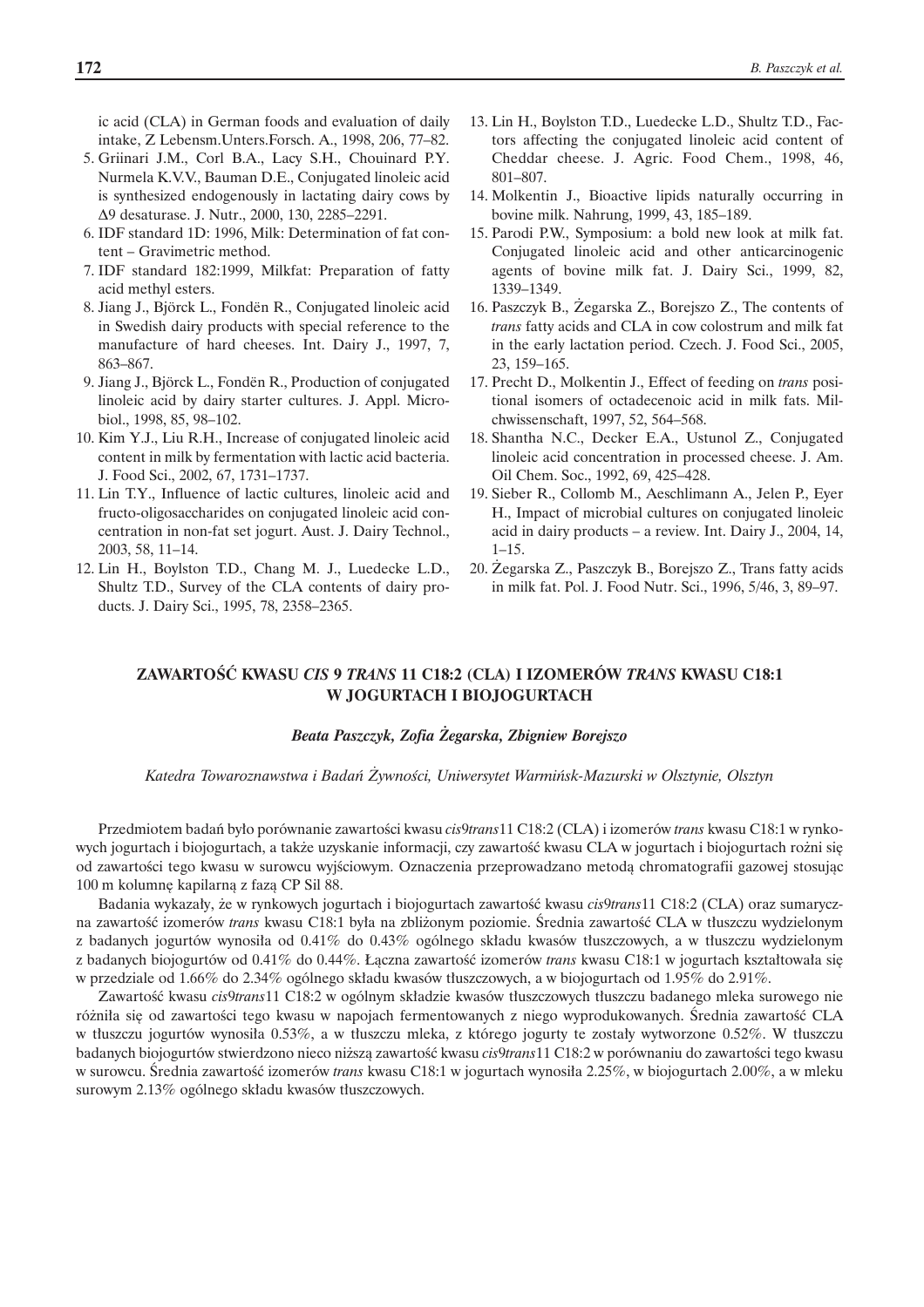ic acid (CLA) in German foods and evaluation of daily intake, Z Lebensm.Unters.Forsch. A., 1998, 206, 77–82.

5. Griinari J.M., Corl B.A., Lacy S.H., Chouinard P.Y. Nurmela K.V.V., Bauman D.E., Conjugated linoleic acid is synthesized endogenously in lactating dairy cows by Δ9 desaturase. J. Nutr., 2000, 130, 2285–2291.
6. IDF standard 1D: 1996, Milk: Determination of fat content – Gravimetric method.
7. IDF standard 182:1999, Milkfat: Preparation of fatty acid methyl esters.
8. Jiang J., Björck L., Fondën R., Conjugated linoleic acid in Swedish dairy products with special reference to the manufacture of hard cheeses. Int. Dairy J., 1997, 7, 863–867.
9. Jiang J., Björck L., Fondën R., Production of conjugated linoleic acid by dairy starter cultures. J. Appl. Microbiol., 1998, 85, 98–102.
10. Kim Y.J., Liu R.H., Increase of conjugated linoleic acid content in milk by fermentation with lactic acid bacteria. J. Food Sci., 2002, 67, 1731–1737.
11. Lin T.Y., Influence of lactic cultures, linoleic acid and fructo-oligosaccharides on conjugated linoleic acid concentration in non-fat set jogurt. Aust. J. Dairy Technol., 2003, 58, 11–14.
12. Lin H., Boylston T.D., Chang M. J., Luedecke L.D., Shultz T.D., Survey of the CLA contents of dairy products. J. Dairy Sci., 1995, 78, 2358–2365.
13. Lin H., Boylston T.D., Luedecke L.D., Shultz T.D., Factors affecting the conjugated linoleic acid content of Cheddar cheese. J. Agric. Food Chem., 1998, 46, 801–807.
14. Molkentin J., Bioactive lipids naturally occurring in bovine milk. Nahrung, 1999, 43, 185–189.
15. Parodi P.W., Symposium: a bold new look at milk fat. Conjugated linoleic acid and other anticarcinogenic agents of bovine milk fat. J. Dairy Sci., 1999, 82, 1339–1349.
16. Paszczyk B., Żegarska Z., Borejszo Z., The contents of *trans* fatty acids and CLA in cow colostrum and milk fat in the early lactation period. Czech. J. Food Sci., 2005, 23, 159–165.
17. Precht D., Molkentin J., Effect of feeding on *trans* positional isomers of octadecenoic acid in milk fats. Milchwissenschaft, 1997, 52, 564–568.
18. Shantha N.C., Decker E.A., Ustunol Z., Conjugated linoleic acid concentration in processed cheese. J. Am. Oil Chem. Soc., 1992, 69, 425–428.
19. Sieber R., Collomb M., Aeschlimann A., Jelen P., Eyer H., Impact of microbial cultures on conjugated linoleic acid in dairy products – a review. Int. Dairy J., 2004, 14, 1–15.
20. Żegarska Z., Paszczyk B., Borejszo Z., Trans fatty acids in milk fat. Pol. J. Food Nutr. Sci., 1996, 5/46, 3, 89–97.

## ZAWARTOŚĆ KWASU *CIS* 9 *TRANS* 11 C18:2 (CLA) I IZOMERÓW *TRANS* KWASU C18:1 W JOGURTACH I BIOJOGURTACH

***Beata Paszczyk, Zofia Żegarska, Zbigniew Borejszo***

*Katedra Towaroznawstwa i Badań Żywności, Uniwersytet Warmińsk-Mazurski w Olsztynie, Olsztyn*

Przedmiotem badań było porównanie zawartości kwasu *cis*9*trans*11 C18:2 (CLA) i izomerów *trans* kwasu C18:1 w rynkowych jogurtach i biojogurtach, a także uzyskanie informacji, czy zawartość kwasu CLA w jogurtach i biojogurtach rożni się od zawartości tego kwasu w surowcu wyjściowym. Oznaczenia przeprowadzano metodą chromatografii gazowej stosując 100 m kolumnę kapilarną z fazą CP Sil 88.

Badania wykazały, że w rynkowych jogurtach i biojogurtach zawartość kwasu *cis*9*trans*11 C18:2 (CLA) oraz sumaryczna zawartość izomerów *trans* kwasu C18:1 była na zbliżonym poziomie. Średnia zawartość CLA w tłuszczu wydzielonym z badanych jogurtów wynosiła od 0.41% do 0.43% ogólnego składu kwasów tłuszczowych, a w tłuszczu wydzielonym z badanych biojogurtów od 0.41% do 0.44%. Łączna zawartość izomerów *trans* kwasu C18:1 w jogurtach kształtowała się w przedziale od 1.66% do 2.34% ogólnego składu kwasów tłuszczowych, a w biojogurtach od 1.95% do 2.91%.

Zawartość kwasu *cis*9*trans*11 C18:2 w ogólnym składzie kwasów tłuszczowych tłuszczu badanego mleka surowego nie różniła się od zawartości tego kwasu w napojach fermentowanych z niego wyprodukowanych. Średnia zawartość CLA w tłuszczu jogurtów wynosiła 0.53%, a w tłuszczu mleka, z którego jogurty te zostały wytworzone 0.52%. W tłuszczu badanych biojogurtów stwierdzono nieco niższą zawartość kwasu *cis*9*trans*11 C18:2 w porównaniu do zawartości tego kwasu w surowcu. Średnia zawartość izomerów *trans* kwasu C18:1 w jogurtach wynosiła 2.25%, w biojogurtach 2.00%, a w mleku surowym 2.13% ogólnego składu kwasów tłuszczowych.